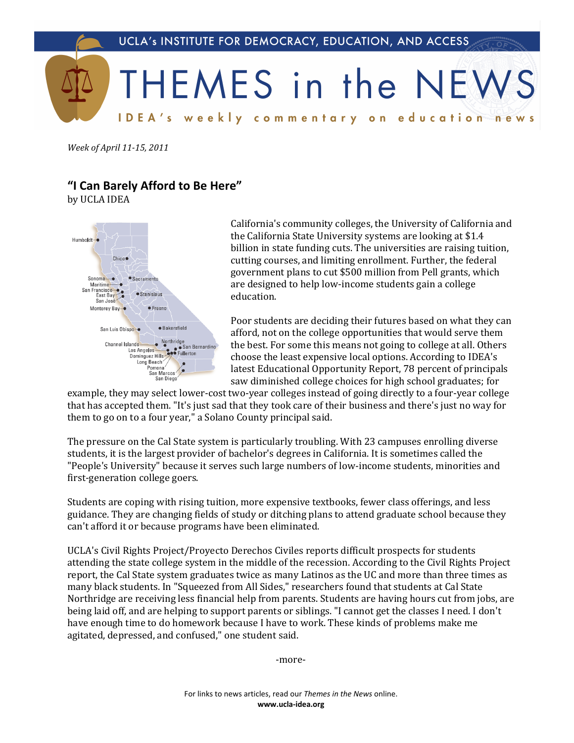UCLA's INSTITUTE FOR DEMOCRACY, EDUCATION, AND ACCESS

# THEMES in the NEWS

IDEA's weekly commentary on education news

*Week of April 11-15, 2011*

## "I Can Barely Afford to Be Here"

by UCLA IDEA

California's community colleges, the University of California and the California State University systems are looking at $1.4 billion in state funding cuts. The universities are raising tuition, cutting courses, and limiting enrollment. Further, the federal government plans to cut $500 million from Pell grants, which are designed to help low-income students gain a college education.

Poor students are deciding their futures based on what they can afford, not on the college opportunities that would serve them the best. For some this means not going to college at all. Others choose the least expensive local options. According to IDEA's latest Educational Opportunity Report, 78 percent of principals saw diminished college choices for high school graduates; for example, they may select lower-cost two-year colleges instead of going directly to a four-year college that has accepted them. "It's just sad that they took care of their business and there's just no way for them to go on to a four year," a Solano County principal said.

The pressure on the Cal State system is particularly troubling. With 23 campuses enrolling diverse students, it is the largest provider of bachelor's degrees in California. It is sometimes called the "People's University" because it serves such large numbers of low-income students, minorities and first-generation college goers.

Students are coping with rising tuition, more expensive textbooks, fewer class offerings, and less guidance. They are changing fields of study or ditching plans to attend graduate school because they can't afford it or because programs have been eliminated.

UCLA's Civil Rights Project/Proyecto Derechos Civiles reports difficult prospects for students attending the state college system in the middle of the recession. According to the Civil Rights Project report, the Cal State system graduates twice as many Latinos as the UC and more than three times as many black students. In "Squeezed from All Sides," researchers found that students at Cal State Northridge are receiving less financial help from parents. Students are having hours cut from jobs, are being laid off, and are helping to support parents or siblings. "I cannot get the classes I need. I don't have enough time to do homework because I have to work. These kinds of problems make me agitated, depressed, and confused," one student said.

-more-

For links to news articles, read our *Themes in the News* online.
**www.ucla-idea.org**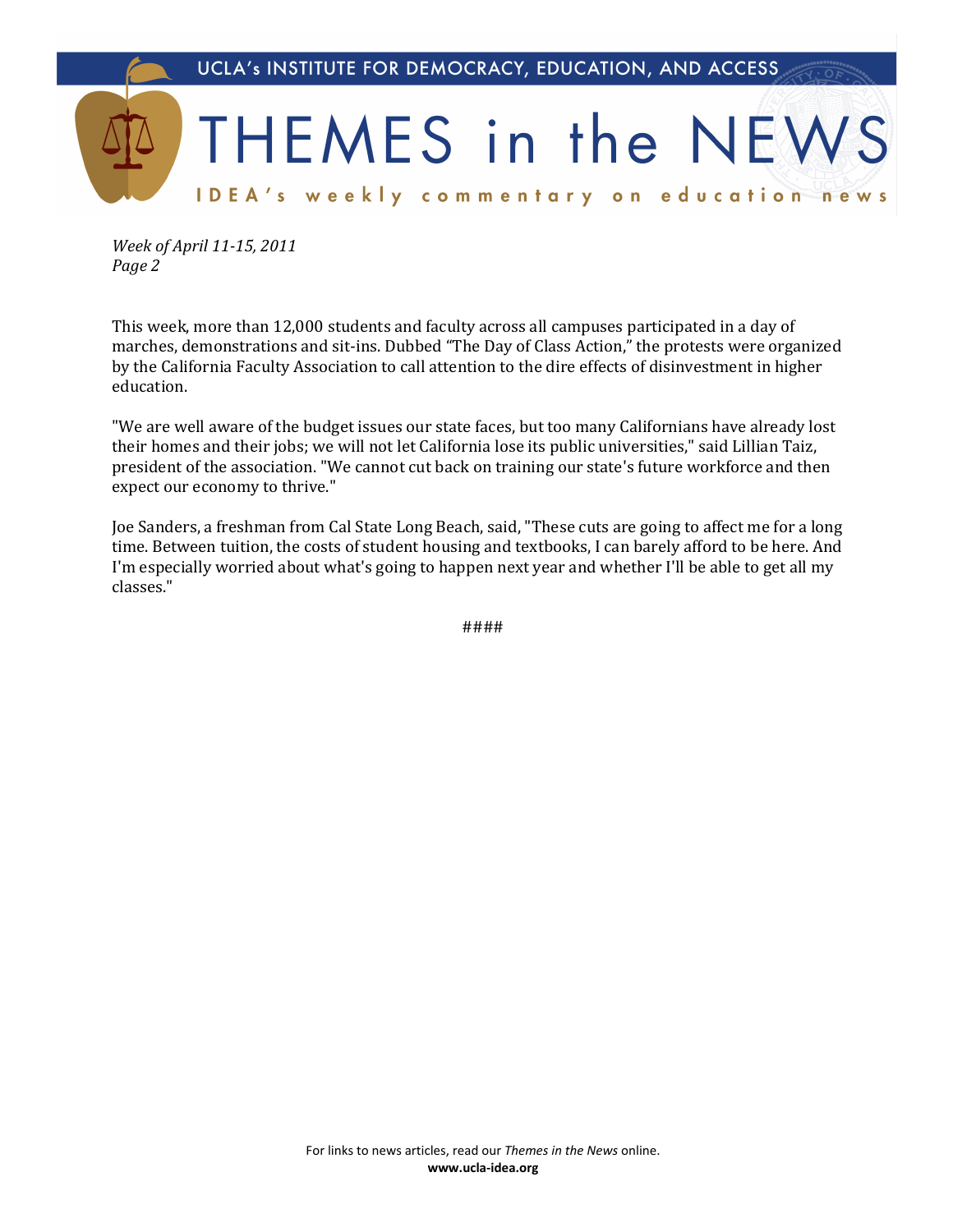*Week of April 11-15, 2011*
*Page 2*

This week, more than 12,000 students and faculty across all campuses participated in a day of marches, demonstrations and sit-ins. Dubbed "The Day of Class Action," the protests were organized by the California Faculty Association to call attention to the dire effects of disinvestment in higher education.

"We are well aware of the budget issues our state faces, but too many Californians have already lost their homes and their jobs; we will not let California lose its public universities," said Lillian Taiz, president of the association. "We cannot cut back on training our state's future workforce and then expect our economy to thrive."

Joe Sanders, a freshman from Cal State Long Beach, said, "These cuts are going to affect me for a long time. Between tuition, the costs of student housing and textbooks, I can barely afford to be here. And I'm especially worried about what's going to happen next year and whether I'll be able to get all my classes."

####